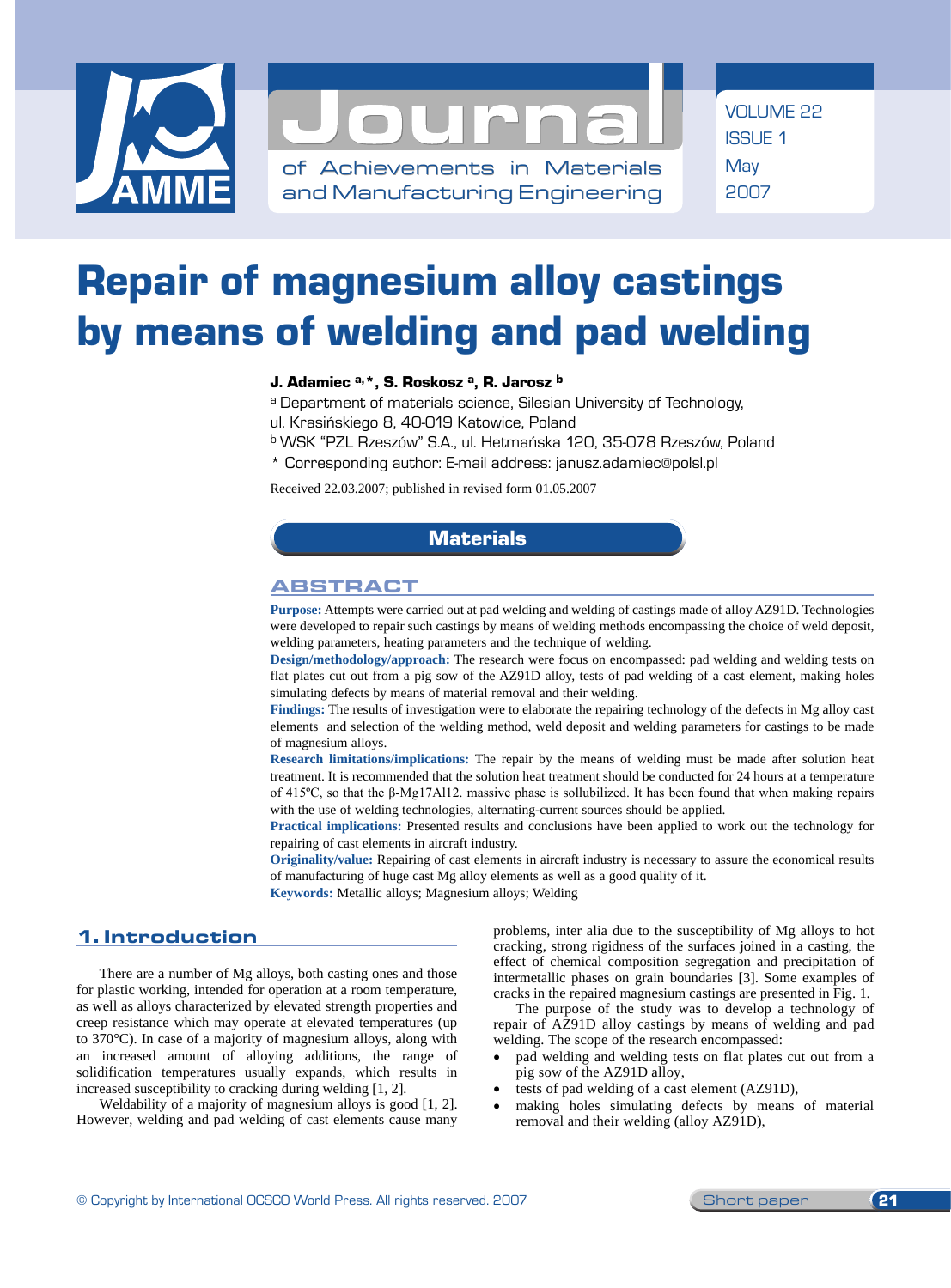# Repair of magnesium alloy castings by means of welding and pad welding

**J. Adamiec [a,*], S. Roskosz [a], R. Jarosz [b]**

[a] Department of materials science, Silesian University of Technology, ul. Krasińskiego 8, 40-019 Katowice, Poland

[b] WSK "PZL Rzeszów" S.A., ul. Hetmańska 120, 35-078 Rzeszów, Poland

\* Corresponding author: E-mail address: janusz.adamiec@polsl.pl

Received 22.03.2007; published in revised form 01.05.2007

**Materials**

## ABSTRACT

**Purpose:** Attempts were carried out at pad welding and welding of castings made of alloy AZ91D. Technologies were developed to repair such castings by means of welding methods encompassing the choice of weld deposit, welding parameters, heating parameters and the technique of welding.

**Design/methodology/approach:** The research were focus on encompassed: pad welding and welding tests on flat plates cut out from a pig sow of the AZ91D alloy, tests of pad welding of a cast element, making holes simulating defects by means of material removal and their welding.

**Findings:** The results of investigation were to elaborate the repairing technology of the defects in Mg alloy cast elements and selection of the welding method, weld deposit and welding parameters for castings to be made of magnesium alloys.

**Research limitations/implications:** The repair by the means of welding must be made after solution heat treatment. It is recommended that the solution heat treatment should be conducted for 24 hours at a temperature of 415ºC, so that the β-$Mg_{17}Al_{12}$. massive phase is sollubilized. It has been found that when making repairs with the use of welding technologies, alternating-current sources should be applied.

**Practical implications:** Presented results and conclusions have been applied to work out the technology for repairing of cast elements in aircraft industry.

**Originality/value:** Repairing of cast elements in aircraft industry is necessary to assure the economical results of manufacturing of huge cast Mg alloy elements as well as a good quality of it.

**Keywords:** Metallic alloys; Magnesium alloys; Welding

## 1. Introduction

There are a number of Mg alloys, both casting ones and those for plastic working, intended for operation at a room temperature, as well as alloys characterized by elevated strength properties and creep resistance which may operate at elevated temperatures (up to 370°C). In case of a majority of magnesium alloys, along with an increased amount of alloying additions, the range of solidification temperatures usually expands, which results in increased susceptibility to cracking during welding [1, 2].

Weldability of a majority of magnesium alloys is good [1, 2]. However, welding and pad welding of cast elements cause many problems, inter alia due to the susceptibility of Mg alloys to hot cracking, strong rigidness of the surfaces joined in a casting, the effect of chemical composition segregation and precipitation of intermetallic phases on grain boundaries [3]. Some examples of cracks in the repaired magnesium castings are presented in Fig. 1.

The purpose of the study was to develop a technology of repair of AZ91D alloy castings by means of welding and pad welding. The scope of the research encompassed:

- pad welding and welding tests on flat plates cut out from a pig sow of the AZ91D alloy,
- tests of pad welding of a cast element (AZ91D),
- making holes simulating defects by means of material removal and their welding (alloy AZ91D),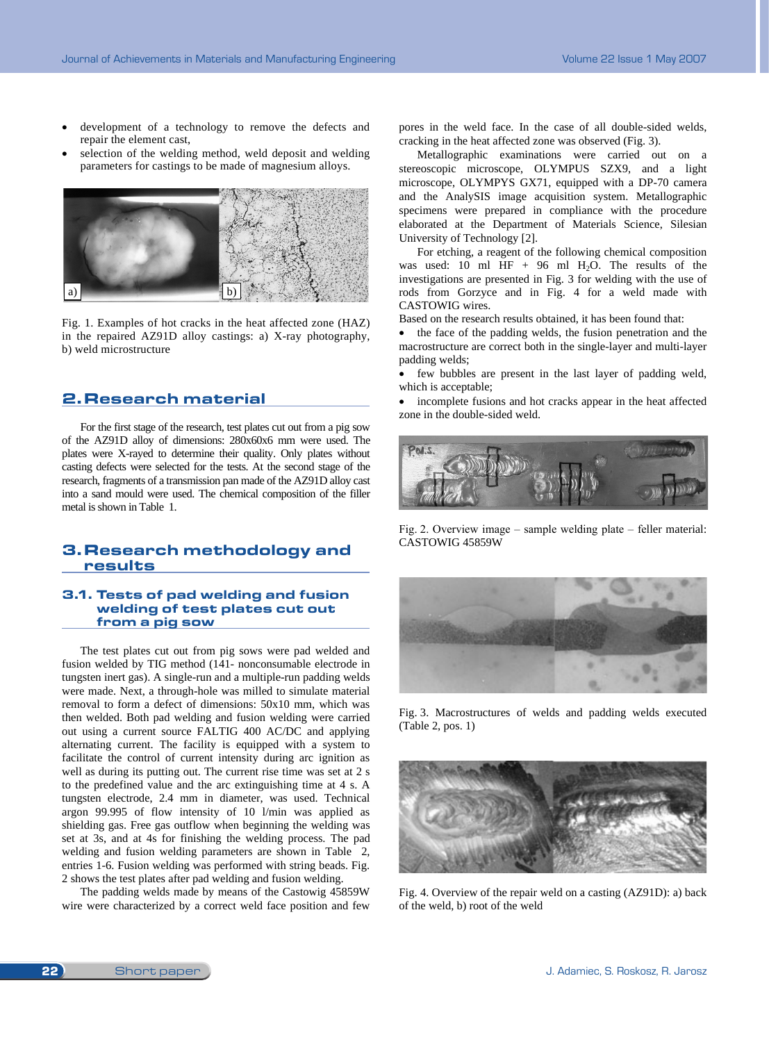- development of a technology to remove the defects and repair the element cast,
- selection of the welding method, weld deposit and welding parameters for castings to be made of magnesium alloys.

Fig. 1. Examples of hot cracks in the heat affected zone (HAZ) in the repaired AZ91D alloy castings: a) X-ray photography, b) weld microstructure

## 2. Research material

For the first stage of the research, test plates cut out from a pig sow of the AZ91D alloy of dimensions: 280x60x6 mm were used. The plates were X-rayed to determine their quality. Only plates without casting defects were selected for the tests. At the second stage of the research, fragments of a transmission pan made of the AZ91D alloy cast into a sand mould were used. The chemical composition of the filler metal is shown in Table 1.

## 3. Research methodology and results

### 3.1. Tests of pad welding and fusion welding of test plates cut out from a pig sow

The test plates cut out from pig sows were pad welded and fusion welded by TIG method (141- nonconsumable electrode in tungsten inert gas). A single-run and a multiple-run padding welds were made. Next, a through-hole was milled to simulate material removal to form a defect of dimensions: 50x10 mm, which was then welded. Both pad welding and fusion welding were carried out using a current source FALTIG 400 AC/DC and applying alternating current. The facility is equipped with a system to facilitate the control of current intensity during arc ignition as well as during its putting out. The current rise time was set at 2 s to the predefined value and the arc extinguishing time at 4 s. A tungsten electrode, 2.4 mm in diameter, was used. Technical argon 99.995 of flow intensity of 10 l/min was applied as shielding gas. Free gas outflow when beginning the welding was set at 3s, and at 4s for finishing the welding process. The pad welding and fusion welding parameters are shown in Table 2, entries 1-6. Fusion welding was performed with string beads. Fig. 2 shows the test plates after pad welding and fusion welding.

The padding welds made by means of the Castowig 45859W wire were characterized by a correct weld face position and few pores in the weld face. In the case of all double-sided welds, cracking in the heat affected zone was observed (Fig. 3).

Metallographic examinations were carried out on a stereoscopic microscope, OLYMPUS SZX9, and a light microscope, OLYMPYS GX71, equipped with a DP-70 camera and the AnalySIS image acquisition system. Metallographic specimens were prepared in compliance with the procedure elaborated at the Department of Materials Science, Silesian University of Technology [2].

For etching, a reagent of the following chemical composition was used: 10 ml HF + 96 ml $H_2O$. The results of the investigations are presented in Fig. 3 for welding with the use of rods from Gorzyce and in Fig. 4 for a weld made with CASTOWIG wires.

Based on the research results obtained, it has been found that:

- the face of the padding welds, the fusion penetration and the macrostructure are correct both in the single-layer and multi-layer padding welds;
- few bubbles are present in the last layer of padding weld, which is acceptable;
- incomplete fusions and hot cracks appear in the heat affected zone in the double-sided weld.

Fig. 2. Overview image – sample welding plate – feller material: CASTOWIG 45859W

Fig. 3. Macrostructures of welds and padding welds executed (Table 2, pos. 1)

Fig. 4. Overview of the repair weld on a casting (AZ91D): a) back of the weld, b) root of the weld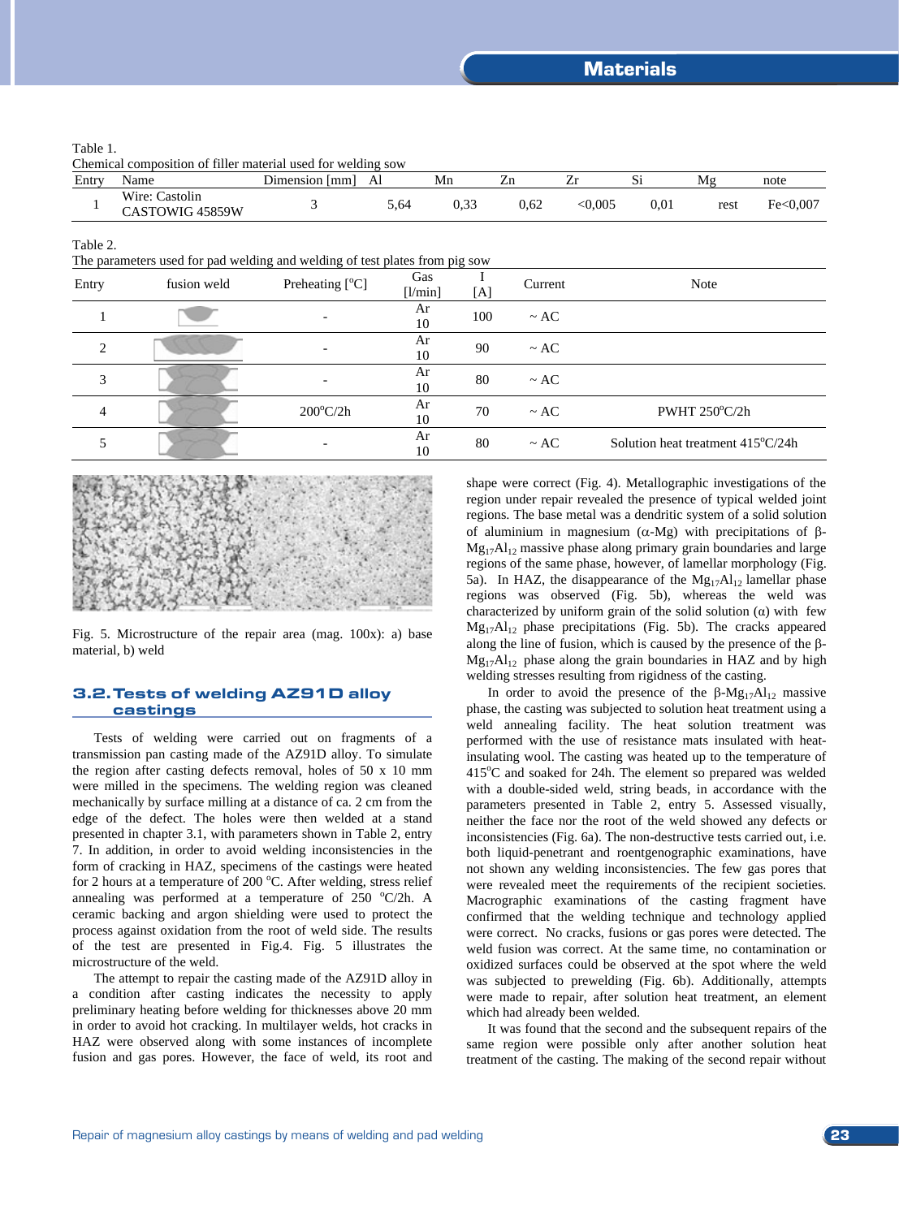Table 1.
Chemical composition of filler material used for welding sow

| Entry | Name | Dimension [mm] | Al | Mn | Zn | Zr | Si | Mg | note |
|---|---|---|---|---|---|---|---|---|---|
| 1 | Wire: Castolin CASTOWIG 45859W | 3 | 5,64 | 0,33 | 0,62 | <0,005 | 0,01 | rest | Fe<0,007 |

Table 2.
The parameters used for pad welding and welding of test plates from pig sow

| Entry | fusion weld | Preheating [°C] | Gas [l/min] | I [A] | Current | Note |
|---|---|---|---|---|---|---|
| 1 | | - | Ar 10 | 100 | ~ AC | |
| 2 | | - | Ar 10 | 90 | ~ AC | |
| 3 | | - | Ar 10 | 80 | ~ AC | |
| 4 | | 200°C/2h | Ar 10 | 70 | ~ AC | PWHT 250°C/2h |
| 5 | | - | Ar 10 | 80 | ~ AC | Solution heat treatment 415°C/24h |

Fig. 5. Microstructure of the repair area (mag. 100x): a) base material, b) weld

## 3.2. Tests of welding AZ91D alloy castings

Tests of welding were carried out on fragments of a transmission pan casting made of the AZ91D alloy. To simulate the region after casting defects removal, holes of 50 x 10 mm were milled in the specimens. The welding region was cleaned mechanically by surface milling at a distance of ca. 2 cm from the edge of the defect. The holes were then welded at a stand presented in chapter 3.1, with parameters shown in Table 2, entry 7. In addition, in order to avoid welding inconsistencies in the form of cracking in HAZ, specimens of the castings were heated for 2 hours at a temperature of 200 °C. After welding, stress relief annealing was performed at a temperature of 250 °C/2h. A ceramic backing and argon shielding were used to protect the process against oxidation from the root of weld side. The results of the test are presented in Fig.4. Fig. 5 illustrates the microstructure of the weld.

The attempt to repair the casting made of the AZ91D alloy in a condition after casting indicates the necessity to apply preliminary heating before welding for thicknesses above 20 mm in order to avoid hot cracking. In multilayer welds, hot cracks in HAZ were observed along with some instances of incomplete fusion and gas pores. However, the face of weld, its root and shape were correct (Fig. 4). Metallographic investigations of the region under repair revealed the presence of typical welded joint regions. The base metal was a dendritic system of a solid solution of aluminium in magnesium (α-Mg) with precipitations of β-$Mg_{17}Al_{12}$ massive phase along primary grain boundaries and large regions of the same phase, however, of lamellar morphology (Fig. 5a). In HAZ, the disappearance of the $Mg_{17}Al_{12}$ lamellar phase regions was observed (Fig. 5b), whereas the weld was characterized by uniform grain of the solid solution (α) with few $Mg_{17}Al_{12}$ phase precipitations (Fig. 5b). The cracks appeared along the line of fusion, which is caused by the presence of the β-$Mg_{17}Al_{12}$ phase along the grain boundaries in HAZ and by high welding stresses resulting from rigidness of the casting.

In order to avoid the presence of the β-$Mg_{17}Al_{12}$ massive phase, the casting was subjected to solution heat treatment using a weld annealing facility. The heat solution treatment was performed with the use of resistance mats insulated with heat-insulating wool. The casting was heated up to the temperature of 415°C and soaked for 24h. The element so prepared was welded with a double-sided weld, string beads, in accordance with the parameters presented in Table 2, entry 5. Assessed visually, neither the face nor the root of the weld showed any defects or inconsistencies (Fig. 6a). The non-destructive tests carried out, i.e. both liquid-penetrant and roentgenographic examinations, have not shown any welding inconsistencies. The few gas pores that were revealed meet the requirements of the recipient societies. Macrographic examinations of the casting fragment have confirmed that the welding technique and technology applied were correct. No cracks, fusions or gas pores were detected. The weld fusion was correct. At the same time, no contamination or oxidized surfaces could be observed at the spot where the weld was subjected to prewelding (Fig. 6b). Additionally, attempts were made to repair, after solution heat treatment, an element which had already been welded.

It was found that the second and the subsequent repairs of the same region were possible only after another solution heat treatment of the casting. The making of the second repair without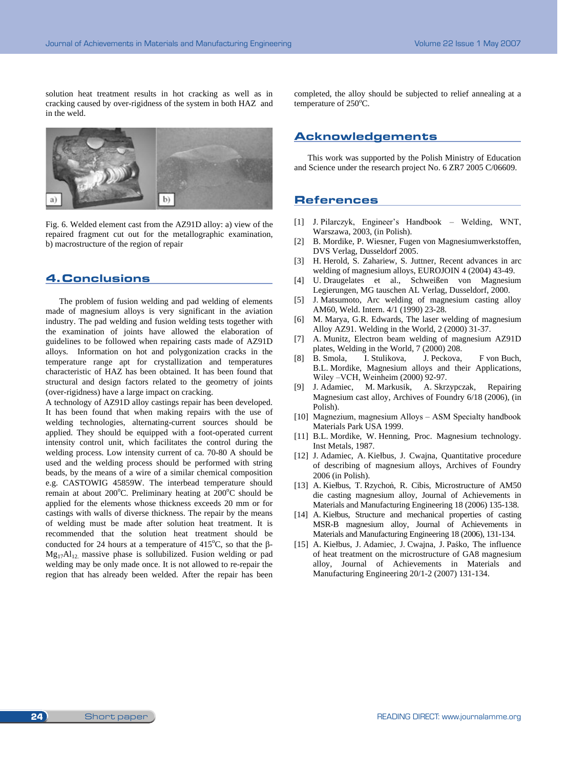solution heat treatment results in hot cracking as well as in cracking caused by over-rigidness of the system in both HAZ and in the weld.

Fig. 6. Welded element cast from the AZ91D alloy: a) view of the repaired fragment cut out for the metallographic examination, b) macrostructure of the region of repair

## 4. Conclusions

The problem of fusion welding and pad welding of elements made of magnesium alloys is very significant in the aviation industry. The pad welding and fusion welding tests together with the examination of joints have allowed the elaboration of guidelines to be followed when repairing casts made of AZ91D alloys. Information on hot and polygonization cracks in the temperature range apt for crystallization and temperatures characteristic of HAZ has been obtained. It has been found that structural and design factors related to the geometry of joints (over-rigidness) have a large impact on cracking.

A technology of AZ91D alloy castings repair has been developed. It has been found that when making repairs with the use of welding technologies, alternating-current sources should be applied. They should be equipped with a foot-operated current intensity control unit, which facilitates the control during the welding process. Low intensity current of ca. 70-80 A should be used and the welding process should be performed with string beads, by the means of a wire of a similar chemical composition e.g. CASTOWIG 45859W. The interbead temperature should remain at about 200°C. Preliminary heating at 200°C should be applied for the elements whose thickness exceeds 20 mm or for castings with walls of diverse thickness. The repair by the means of welding must be made after solution heat treatment. It is recommended that the solution heat treatment should be conducted for 24 hours at a temperature of 415°C, so that the β-$Mg_{17}Al_{12}$ massive phase is sollubilized. Fusion welding or pad welding may be only made once. It is not allowed to re-repair the region that has already been welded. After the repair has been completed, the alloy should be subjected to relief annealing at a temperature of 250°C.

## Acknowledgements

This work was supported by the Polish Ministry of Education and Science under the research project No. 6 ZR7 2005 C/06609.

## References

[1] J. Pilarczyk, Engineer's Handbook – Welding, WNT, Warszawa, 2003, (in Polish).

[2] B. Mordike, P. Wiesner, Fugen von Magnesiumwerkstoffen, DVS Verlag, Dusseldorf 2005.

[3] H. Herold, S. Zahariew, S. Juttner, Recent advances in arc welding of magnesium alloys, EUROJOIN 4 (2004) 43-49.

[4] U. Draugelates et al., Schweißen von Magnesium Legierungen, MG tauschen AL Verlag, Dusseldorf, 2000.

[5] J. Matsumoto, Arc welding of magnesium casting alloy AM60, Weld. Intern. 4/1 (1990) 23-28.

[6] M. Marya, G.R. Edwards, The laser welding of magnesium Alloy AZ91. Welding in the World, 2 (2000) 31-37.

[7] A. Munitz, Electron beam welding of magnesium AZ91D plates, Welding in the World, 7 (2000) 208.

[8] B. Smola, I. Stulikova, J. Peckova, F von Buch, B.L. Mordike, Magnesium alloys and their Applications, Wiley –VCH, Weinheim (2000) 92-97.

[9] J. Adamiec, M. Markusik, A. Skrzypczak, Repairing Magnesium cast alloy, Archives of Foundry 6/18 (2006), (in Polish).

[10] Magnezium, magnesium Alloys – ASM Specialty handbook Materials Park USA 1999.

[11] B.L. Mordike, W. Henning, Proc. Magnesium technology. Inst Metals, 1987.

[12] J. Adamiec, A. Kiełbus, J. Cwajna, Quantitative procedure of describing of magnesium alloys, Archives of Foundry 2006 (in Polish).

[13] A. Kiełbus, T. Rzychoń, R. Cibis, Microstructure of AM50 die casting magnesium alloy, Journal of Achievements in Materials and Manufacturing Engineering 18 (2006) 135-138.

[14] A. Kiełbus, Structure and mechanical properties of casting MSR-B magnesium alloy, Journal of Achievements in Materials and Manufacturing Engineering 18 (2006), 131-134.

[15] A. Kiełbus, J. Adamiec, J. Cwajna, J. Paśko, The influence of heat treatment on the microstructure of GA8 magnesium alloy, Journal of Achievements in Materials and Manufacturing Engineering 20/1-2 (2007) 131-134.